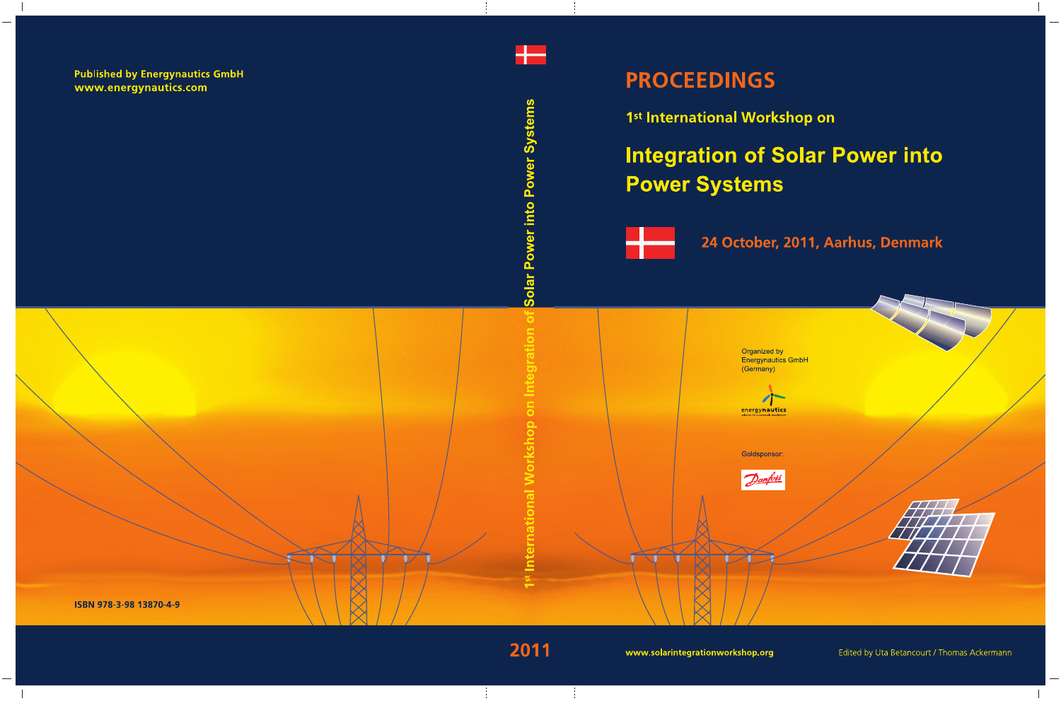Published by Energynautics GmbH
www.energynautics.com

ISBN 978-3-98 13870-4-9

1st International Workshop on Integration of Solar Power into Power Systems

2011

# PROCEEDINGS

## 1st International Workshop on

# Integration of Solar Power into Power Systems

24 October, 2011, Aarhus, Denmark

Organized by
Energynautics GmbH
(Germany)

energynautics

Goldsponsor:

Danfoss

www.solarintegrationworkshop.org

Edited by Uta Betancourt / Thomas Ackermann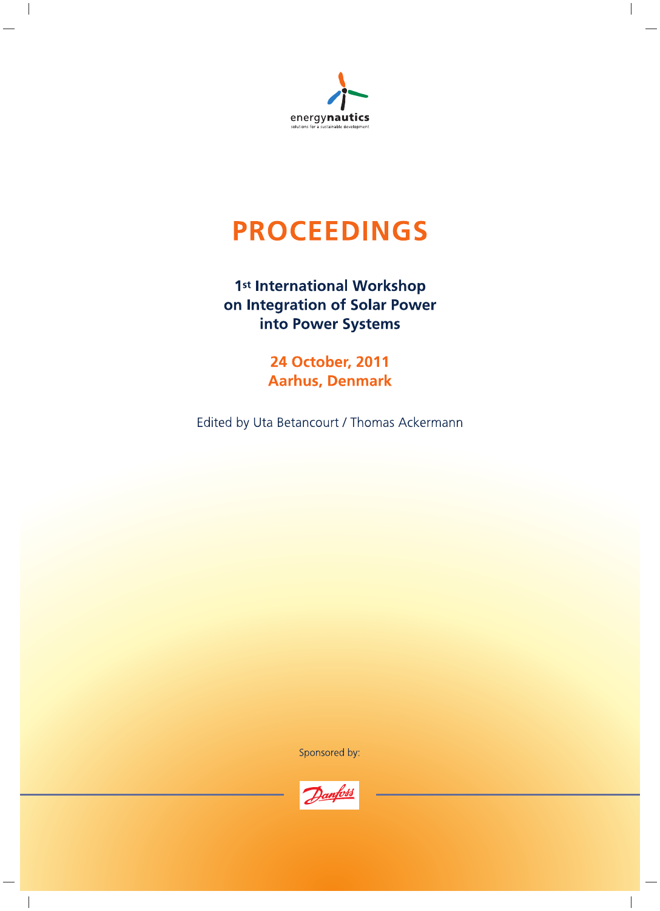energynautics

solutions for a sustainable development

# PROCEEDINGS

## 1st International Workshop on Integration of Solar Power into Power Systems

**24 October, 2011**
**Aarhus, Denmark**

Edited by Uta Betancourt / Thomas Ackermann

Sponsored by:

Danfoss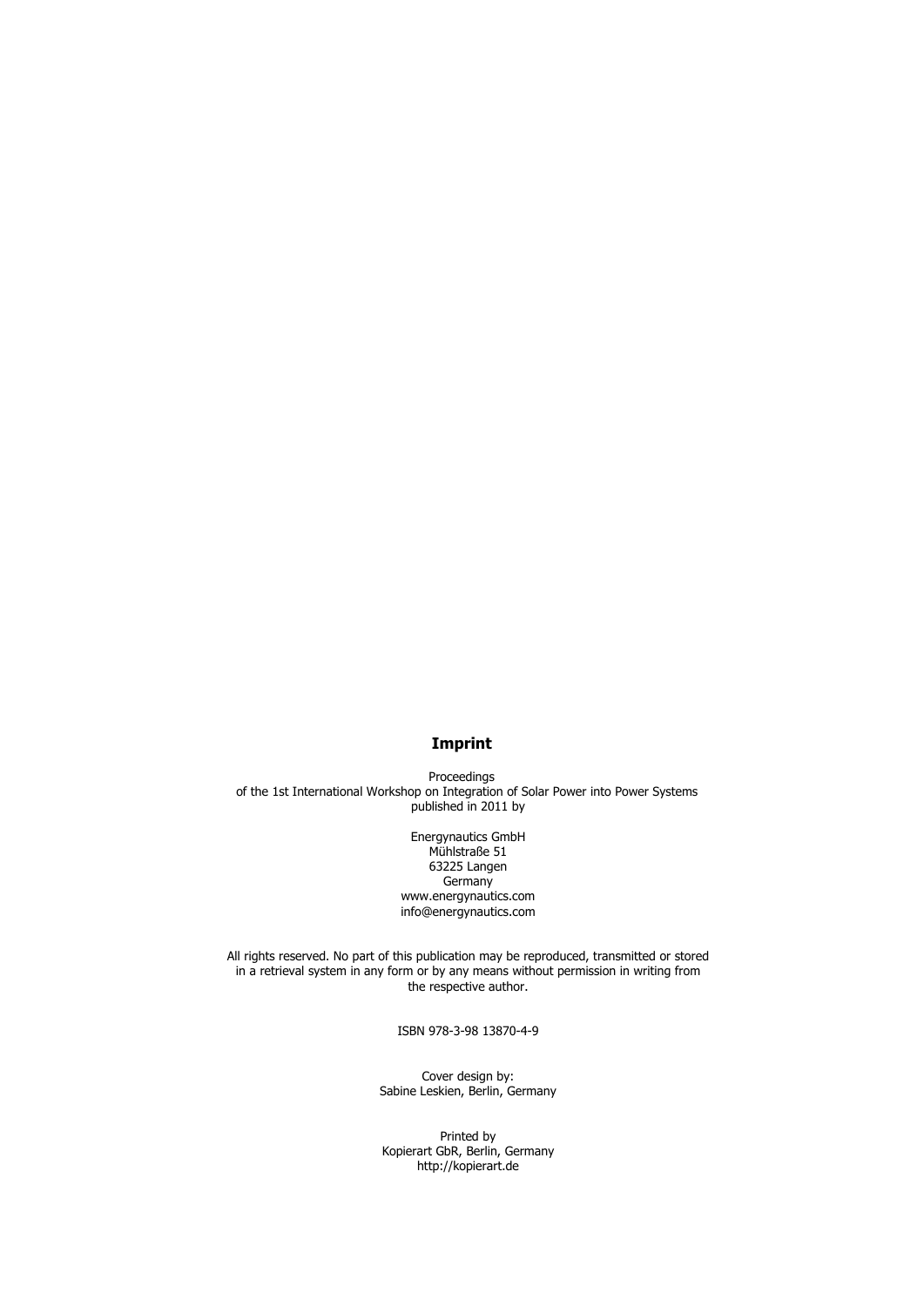## Imprint

Proceedings
of the 1st International Workshop on Integration of Solar Power into Power Systems
published in 2011 by

Energynautics GmbH
Mühlstraße 51
63225 Langen
Germany
www.energynautics.com
info@energynautics.com

All rights reserved. No part of this publication may be reproduced, transmitted or stored in a retrieval system in any form or by any means without permission in writing from the respective author.

ISBN 978-3-98 13870-4-9

Cover design by:
Sabine Leskien, Berlin, Germany

Printed by
Kopierart GbR, Berlin, Germany
http://kopierart.de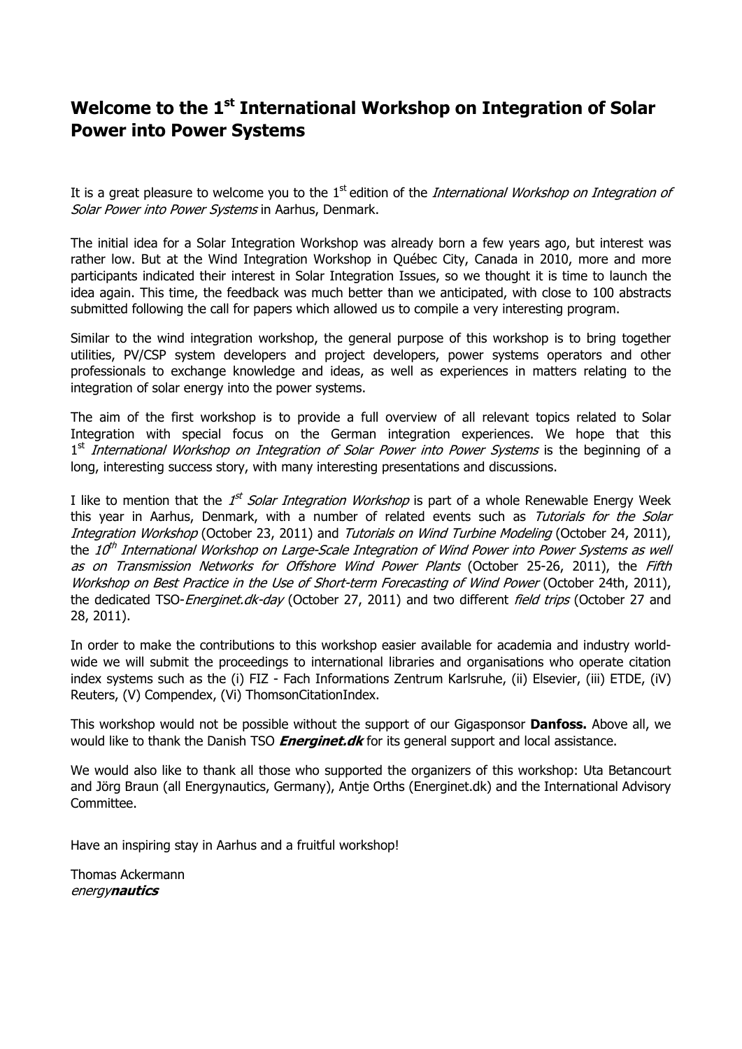# Welcome to the 1st International Workshop on Integration of Solar Power into Power Systems

It is a great pleasure to welcome you to the 1st edition of the *International Workshop on Integration of Solar Power into Power Systems* in Aarhus, Denmark.

The initial idea for a Solar Integration Workshop was already born a few years ago, but interest was rather low. But at the Wind Integration Workshop in Québec City, Canada in 2010, more and more participants indicated their interest in Solar Integration Issues, so we thought it is time to launch the idea again. This time, the feedback was much better than we anticipated, with close to 100 abstracts submitted following the call for papers which allowed us to compile a very interesting program.

Similar to the wind integration workshop, the general purpose of this workshop is to bring together utilities, PV/CSP system developers and project developers, power systems operators and other professionals to exchange knowledge and ideas, as well as experiences in matters relating to the integration of solar energy into the power systems.

The aim of the first workshop is to provide a full overview of all relevant topics related to Solar Integration with special focus on the German integration experiences. We hope that this 1st *International Workshop on Integration of Solar Power into Power Systems* is the beginning of a long, interesting success story, with many interesting presentations and discussions.

I like to mention that the *1st Solar Integration Workshop* is part of a whole Renewable Energy Week this year in Aarhus, Denmark, with a number of related events such as *Tutorials for the Solar Integration Workshop* (October 23, 2011) and *Tutorials on Wind Turbine Modeling* (October 24, 2011), the *10th International Workshop on Large-Scale Integration of Wind Power into Power Systems as well as on Transmission Networks for Offshore Wind Power Plants* (October 25-26, 2011), the *Fifth Workshop on Best Practice in the Use of Short-term Forecasting of Wind Power* (October 24th, 2011), the dedicated TSO-*Energinet.dk-day* (October 27, 2011) and two different *field trips* (October 27 and 28, 2011).

In order to make the contributions to this workshop easier available for academia and industry world-wide we will submit the proceedings to international libraries and organisations who operate citation index systems such as the (i) FIZ - Fach Informations Zentrum Karlsruhe, (ii) Elsevier, (iii) ETDE, (iV) Reuters, (V) Compendex, (Vi) ThomsonCitationIndex.

This workshop would not be possible without the support of our Gigasponsor **Danfoss.** Above all, we would like to thank the Danish TSO ***Energinet.dk*** for its general support and local assistance.

We would also like to thank all those who supported the organizers of this workshop: Uta Betancourt and Jörg Braun (all Energynautics, Germany), Antje Orths (Energinet.dk) and the International Advisory Committee.

Have an inspiring stay in Aarhus and a fruitful workshop!

Thomas Ackermann
*energy**nautics***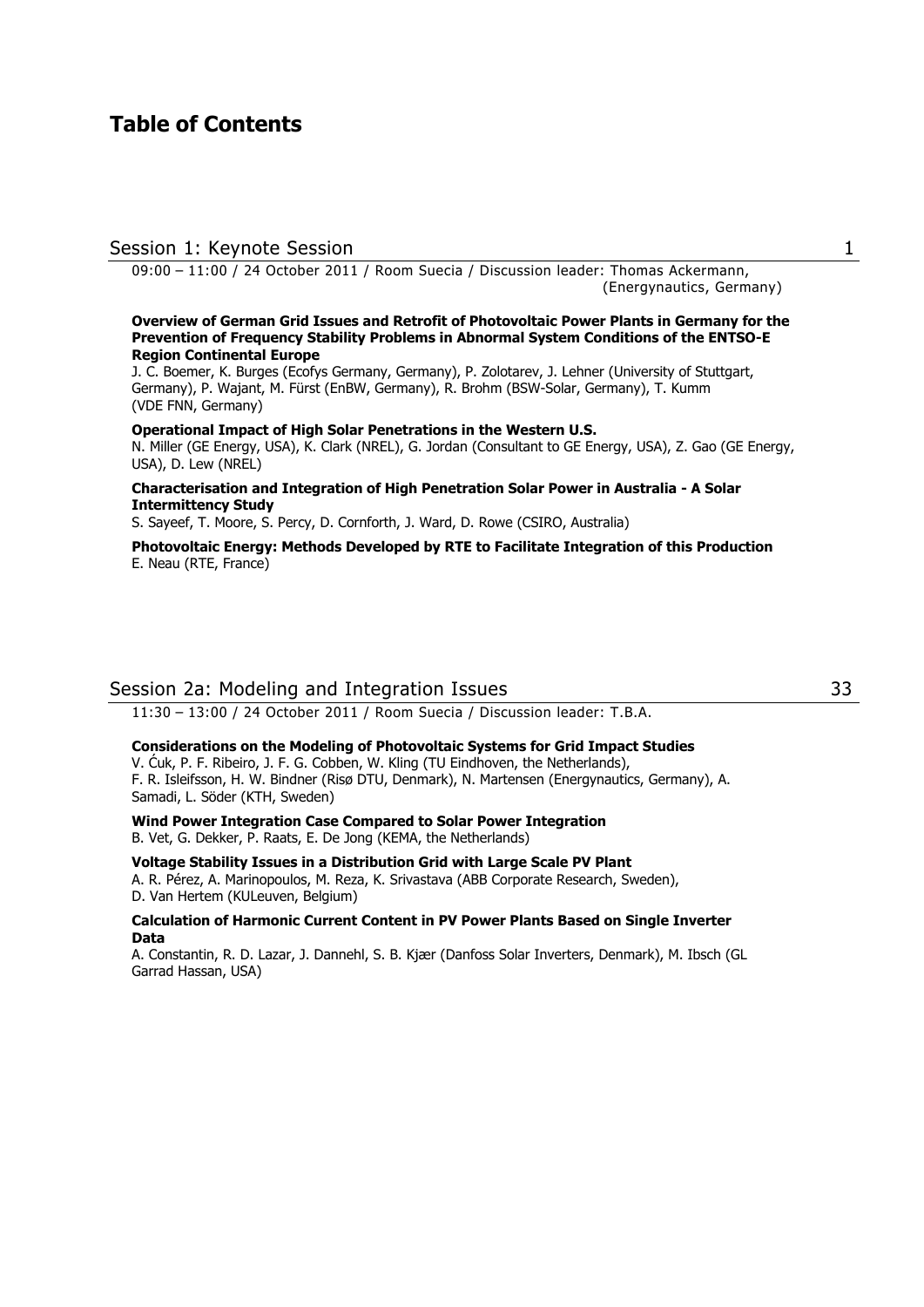# Table of Contents

## Session 1: Keynote Session 1

09:00 – 11:00 / 24 October 2011 / Room Suecia / Discussion leader: Thomas Ackermann, (Energynautics, Germany)

**Overview of German Grid Issues and Retrofit of Photovoltaic Power Plants in Germany for the Prevention of Frequency Stability Problems in Abnormal System Conditions of the ENTSO-E Region Continental Europe**
J. C. Boemer, K. Burges (Ecofys Germany, Germany), P. Zolotarev, J. Lehner (University of Stuttgart, Germany), P. Wajant, M. Fürst (EnBW, Germany), R. Brohm (BSW-Solar, Germany), T. Kumm (VDE FNN, Germany)

**Operational Impact of High Solar Penetrations in the Western U.S.**
N. Miller (GE Energy, USA), K. Clark (NREL), G. Jordan (Consultant to GE Energy, USA), Z. Gao (GE Energy, USA), D. Lew (NREL)

**Characterisation and Integration of High Penetration Solar Power in Australia - A Solar Intermittency Study**
S. Sayeef, T. Moore, S. Percy, D. Cornforth, J. Ward, D. Rowe (CSIRO, Australia)

**Photovoltaic Energy: Methods Developed by RTE to Facilitate Integration of this Production**
E. Neau (RTE, France)

## Session 2a: Modeling and Integration Issues 33

11:30 – 13:00 / 24 October 2011 / Room Suecia / Discussion leader: T.B.A.

**Considerations on the Modeling of Photovoltaic Systems for Grid Impact Studies**
V. Ćuk, P. F. Ribeiro, J. F. G. Cobben, W. Kling (TU Eindhoven, the Netherlands), F. R. Isleifsson, H. W. Bindner (Risø DTU, Denmark), N. Martensen (Energynautics, Germany), A. Samadi, L. Söder (KTH, Sweden)

**Wind Power Integration Case Compared to Solar Power Integration**
B. Vet, G. Dekker, P. Raats, E. De Jong (KEMA, the Netherlands)

**Voltage Stability Issues in a Distribution Grid with Large Scale PV Plant**
A. R. Pérez, A. Marinopoulos, M. Reza, K. Srivastava (ABB Corporate Research, Sweden), D. Van Hertem (KULeuven, Belgium)

**Calculation of Harmonic Current Content in PV Power Plants Based on Single Inverter Data**
A. Constantin, R. D. Lazar, J. Dannehl, S. B. Kjær (Danfoss Solar Inverters, Denmark), M. Ibsch (GL Garrad Hassan, USA)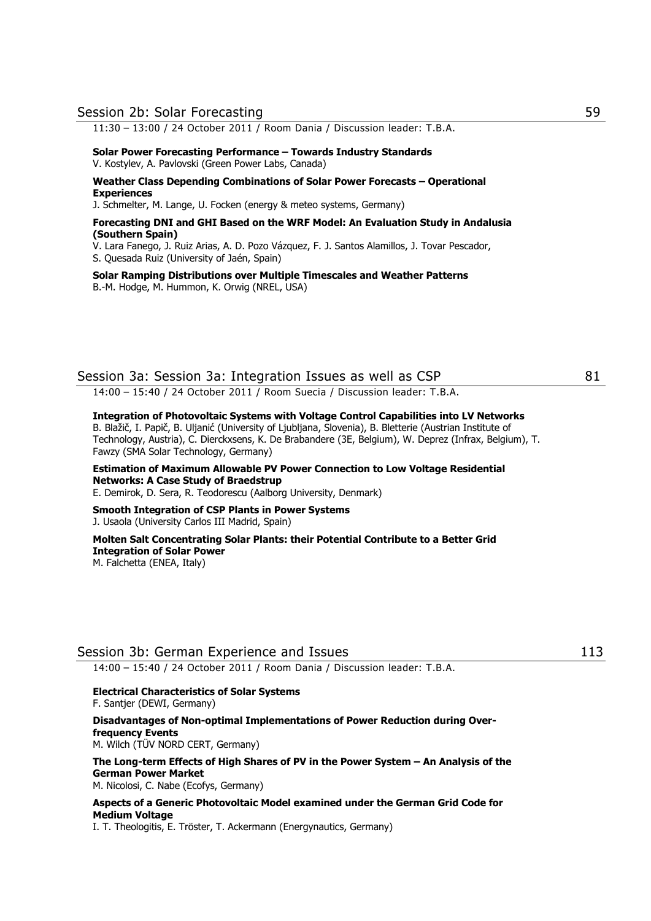## Session 2b: Solar Forecasting 59

11:30 – 13:00 / 24 October 2011 / Room Dania / Discussion leader: T.B.A.

**Solar Power Forecasting Performance – Towards Industry Standards**
V. Kostylev, A. Pavlovski (Green Power Labs, Canada)

**Weather Class Depending Combinations of Solar Power Forecasts – Operational Experiences**
J. Schmelter, M. Lange, U. Focken (energy & meteo systems, Germany)

**Forecasting DNI and GHI Based on the WRF Model: An Evaluation Study in Andalusia (Southern Spain)**
V. Lara Fanego, J. Ruiz Arias, A. D. Pozo Vázquez, F. J. Santos Alamillos, J. Tovar Pescador, S. Quesada Ruiz (University of Jaén, Spain)

**Solar Ramping Distributions over Multiple Timescales and Weather Patterns**
B.-M. Hodge, M. Hummon, K. Orwig (NREL, USA)

## Session 3a: Session 3a: Integration Issues as well as CSP 81

14:00 – 15:40 / 24 October 2011 / Room Suecia / Discussion leader: T.B.A.

**Integration of Photovoltaic Systems with Voltage Control Capabilities into LV Networks**
B. Blažič, I. Papič, B. Uljanić (University of Ljubljana, Slovenia), B. Bletterie (Austrian Institute of Technology, Austria), C. Dierckxsens, K. De Brabandere (3E, Belgium), W. Deprez (Infrax, Belgium), T. Fawzy (SMA Solar Technology, Germany)

**Estimation of Maximum Allowable PV Power Connection to Low Voltage Residential Networks: A Case Study of Braedstrup**
E. Demirok, D. Sera, R. Teodorescu (Aalborg University, Denmark)

**Smooth Integration of CSP Plants in Power Systems**
J. Usaola (University Carlos III Madrid, Spain)

**Molten Salt Concentrating Solar Plants: their Potential Contribute to a Better Grid Integration of Solar Power**
M. Falchetta (ENEA, Italy)

## Session 3b: German Experience and Issues 113

14:00 – 15:40 / 24 October 2011 / Room Dania / Discussion leader: T.B.A.

**Electrical Characteristics of Solar Systems**
F. Santjer (DEWI, Germany)

**Disadvantages of Non-optimal Implementations of Power Reduction during Over-frequency Events**
M. Wilch (TÜV NORD CERT, Germany)

**The Long-term Effects of High Shares of PV in the Power System – An Analysis of the German Power Market**
M. Nicolosi, C. Nabe (Ecofys, Germany)

**Aspects of a Generic Photovoltaic Model examined under the German Grid Code for Medium Voltage**
I. T. Theologitis, E. Tröster, T. Ackermann (Energynautics, Germany)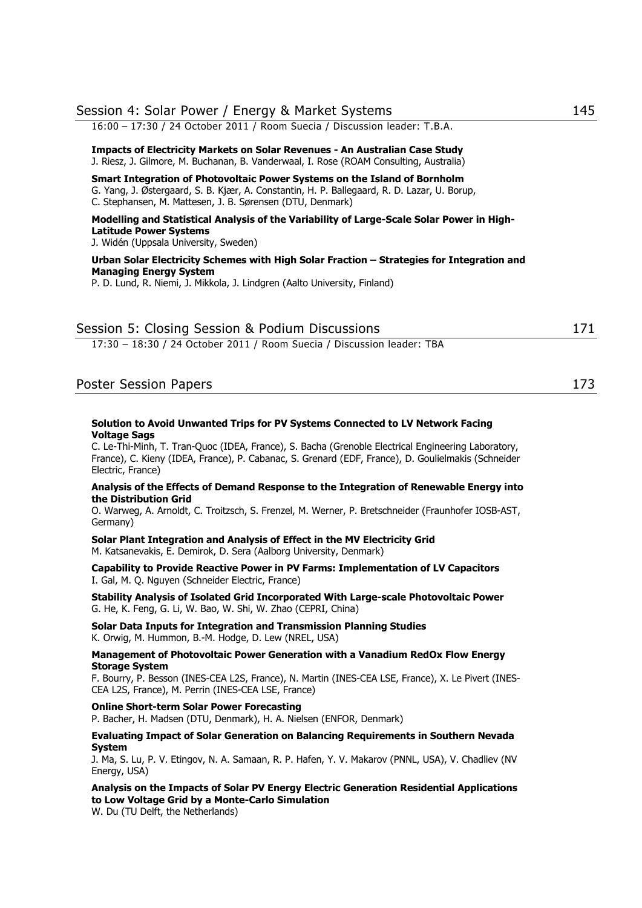## Session 4: Solar Power / Energy & Market Systems 145

16:00 – 17:30 / 24 October 2011 / Room Suecia / Discussion leader: T.B.A.

**Impacts of Electricity Markets on Solar Revenues - An Australian Case Study**
J. Riesz, J. Gilmore, M. Buchanan, B. Vanderwaal, I. Rose (ROAM Consulting, Australia)

**Smart Integration of Photovoltaic Power Systems on the Island of Bornholm**
G. Yang, J. Østergaard, S. B. Kjær, A. Constantin, H. P. Ballegaard, R. D. Lazar, U. Borup, C. Stephansen, M. Mattesen, J. B. Sørensen (DTU, Denmark)

**Modelling and Statistical Analysis of the Variability of Large-Scale Solar Power in High-Latitude Power Systems**
J. Widén (Uppsala University, Sweden)

**Urban Solar Electricity Schemes with High Solar Fraction – Strategies for Integration and Managing Energy System**
P. D. Lund, R. Niemi, J. Mikkola, J. Lindgren (Aalto University, Finland)

## Session 5: Closing Session & Podium Discussions 171

17:30 – 18:30 / 24 October 2011 / Room Suecia / Discussion leader: TBA

## Poster Session Papers 173

**Solution to Avoid Unwanted Trips for PV Systems Connected to LV Network Facing Voltage Sags**
C. Le-Thi-Minh, T. Tran-Quoc (IDEA, France), S. Bacha (Grenoble Electrical Engineering Laboratory, France), C. Kieny (IDEA, France), P. Cabanac, S. Grenard (EDF, France), D. Goulielmakis (Schneider Electric, France)

**Analysis of the Effects of Demand Response to the Integration of Renewable Energy into the Distribution Grid**
O. Warweg, A. Arnoldt, C. Troitzsch, S. Frenzel, M. Werner, P. Bretschneider (Fraunhofer IOSB-AST, Germany)

**Solar Plant Integration and Analysis of Effect in the MV Electricity Grid**
M. Katsanevakis, E. Demirok, D. Sera (Aalborg University, Denmark)

**Capability to Provide Reactive Power in PV Farms: Implementation of LV Capacitors**
I. Gal, M. Q. Nguyen (Schneider Electric, France)

**Stability Analysis of Isolated Grid Incorporated With Large-scale Photovoltaic Power**
G. He, K. Feng, G. Li, W. Bao, W. Shi, W. Zhao (CEPRI, China)

**Solar Data Inputs for Integration and Transmission Planning Studies**
K. Orwig, M. Hummon, B.-M. Hodge, D. Lew (NREL, USA)

**Management of Photovoltaic Power Generation with a Vanadium RedOx Flow Energy Storage System**
F. Bourry, P. Besson (INES-CEA L2S, France), N. Martin (INES-CEA LSE, France), X. Le Pivert (INES-CEA L2S, France), M. Perrin (INES-CEA LSE, France)

**Online Short-term Solar Power Forecasting**
P. Bacher, H. Madsen (DTU, Denmark), H. A. Nielsen (ENFOR, Denmark)

**Evaluating Impact of Solar Generation on Balancing Requirements in Southern Nevada System**
J. Ma, S. Lu, P. V. Etingov, N. A. Samaan, R. P. Hafen, Y. V. Makarov (PNNL, USA), V. Chadliev (NV Energy, USA)

**Analysis on the Impacts of Solar PV Energy Electric Generation Residential Applications to Low Voltage Grid by a Monte-Carlo Simulation**
W. Du (TU Delft, the Netherlands)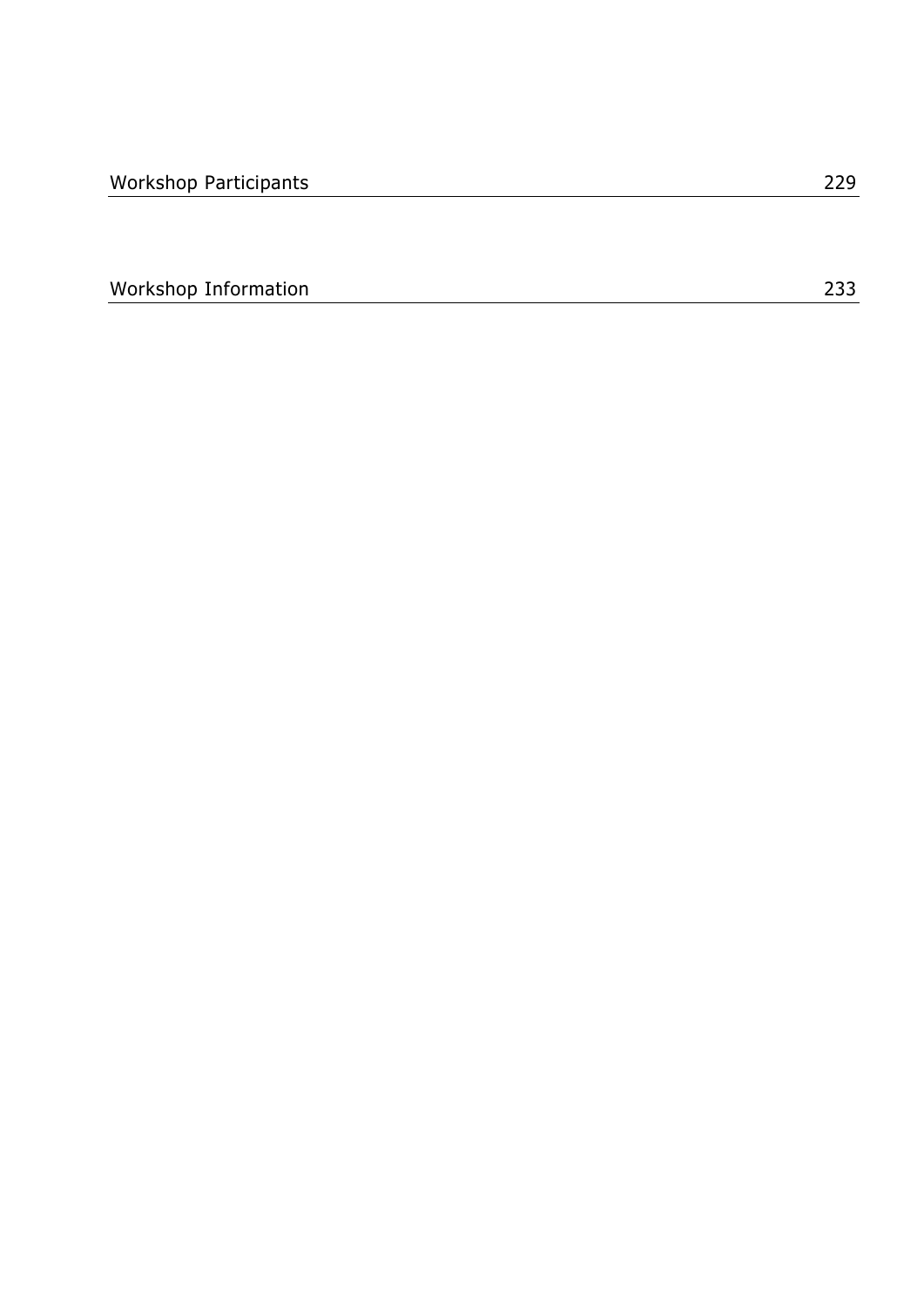Workshop Participants 229

Workshop Information 233